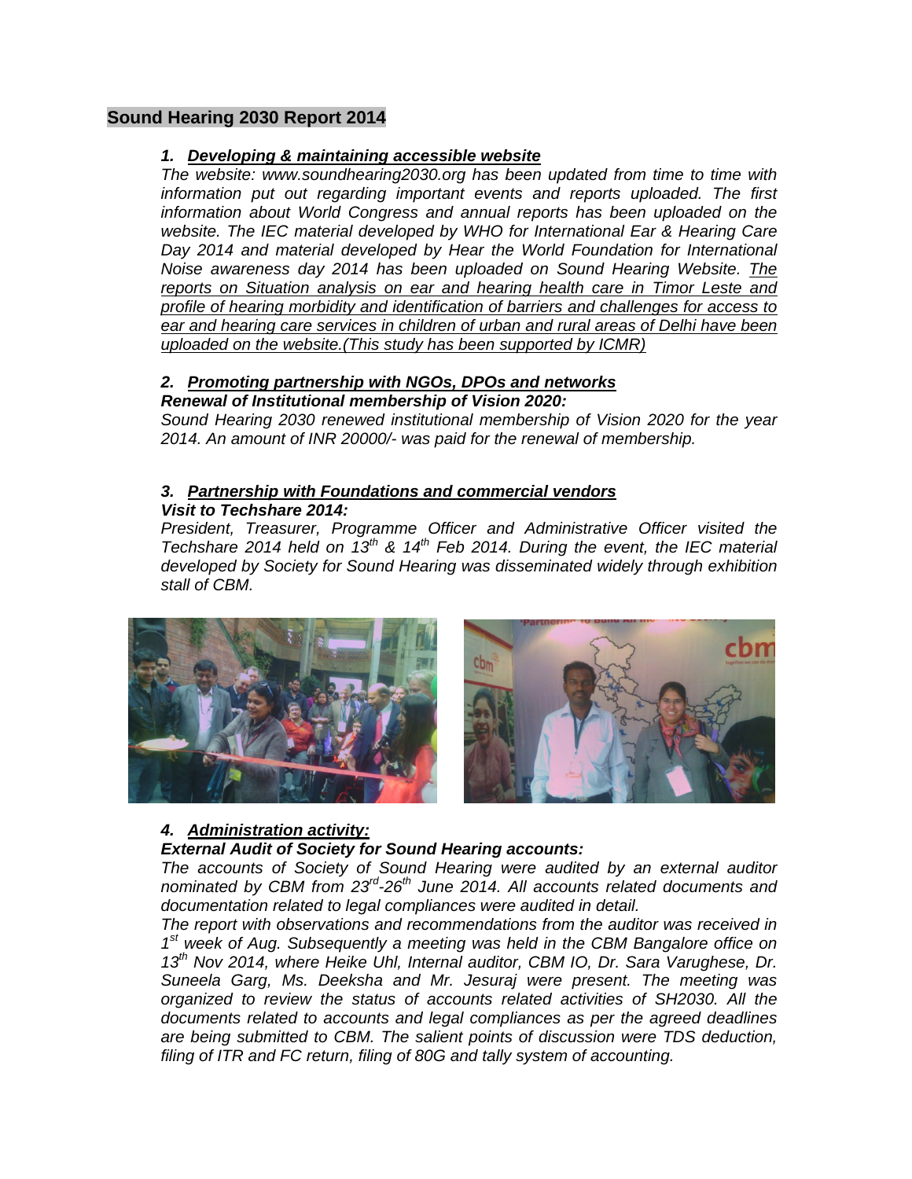# Sound Hearing 2030 Report 2014

### *1. Developing & maintaining accessible website*

*The website: www.soundhearing2030.org has been updated from time to time with information put out regarding important events and reports uploaded. The first information about World Congress and annual reports has been uploaded on the website. The IEC material developed by WHO for International Ear & Hearing Care Day 2014 and material developed by Hear the World Foundation for International Noise awareness day 2014 has been uploaded on Sound Hearing Website. The reports on Situation analysis on ear and hearing health care in Timor Leste and profile of hearing morbidity and identification of barriers and challenges for access to ear and hearing care services in children of urban and rural areas of Delhi have been uploaded on the website.(This study has been supported by ICMR)*

### *2. Promoting partnership with NGOs, DPOs and networks*

***Renewal of Institutional membership of Vision 2020:***

*Sound Hearing 2030 renewed institutional membership of Vision 2020 for the year 2014. An amount of INR 20000/- was paid for the renewal of membership.*

### *3. Partnership with Foundations and commercial vendors*

***Visit to Techshare 2014:***

*President, Treasurer, Programme Officer and Administrative Officer visited the Techshare 2014 held on 13th & 14th Feb 2014. During the event, the IEC material developed by Society for Sound Hearing was disseminated widely through exhibition stall of CBM.*

### *4. Administration activity:*

***External Audit of Society for Sound Hearing accounts:***

*The accounts of Society of Sound Hearing were audited by an external auditor nominated by CBM from 23rd-26th June 2014. All accounts related documents and documentation related to legal compliances were audited in detail.*

*The report with observations and recommendations from the auditor was received in 1st week of Aug. Subsequently a meeting was held in the CBM Bangalore office on 13th Nov 2014, where Heike Uhl, Internal auditor, CBM IO, Dr. Sara Varughese, Dr. Suneela Garg, Ms. Deeksha and Mr. Jesuraj were present. The meeting was organized to review the status of accounts related activities of SH2030. All the documents related to accounts and legal compliances as per the agreed deadlines are being submitted to CBM. The salient points of discussion were TDS deduction, filing of ITR and FC return, filing of 80G and tally system of accounting.*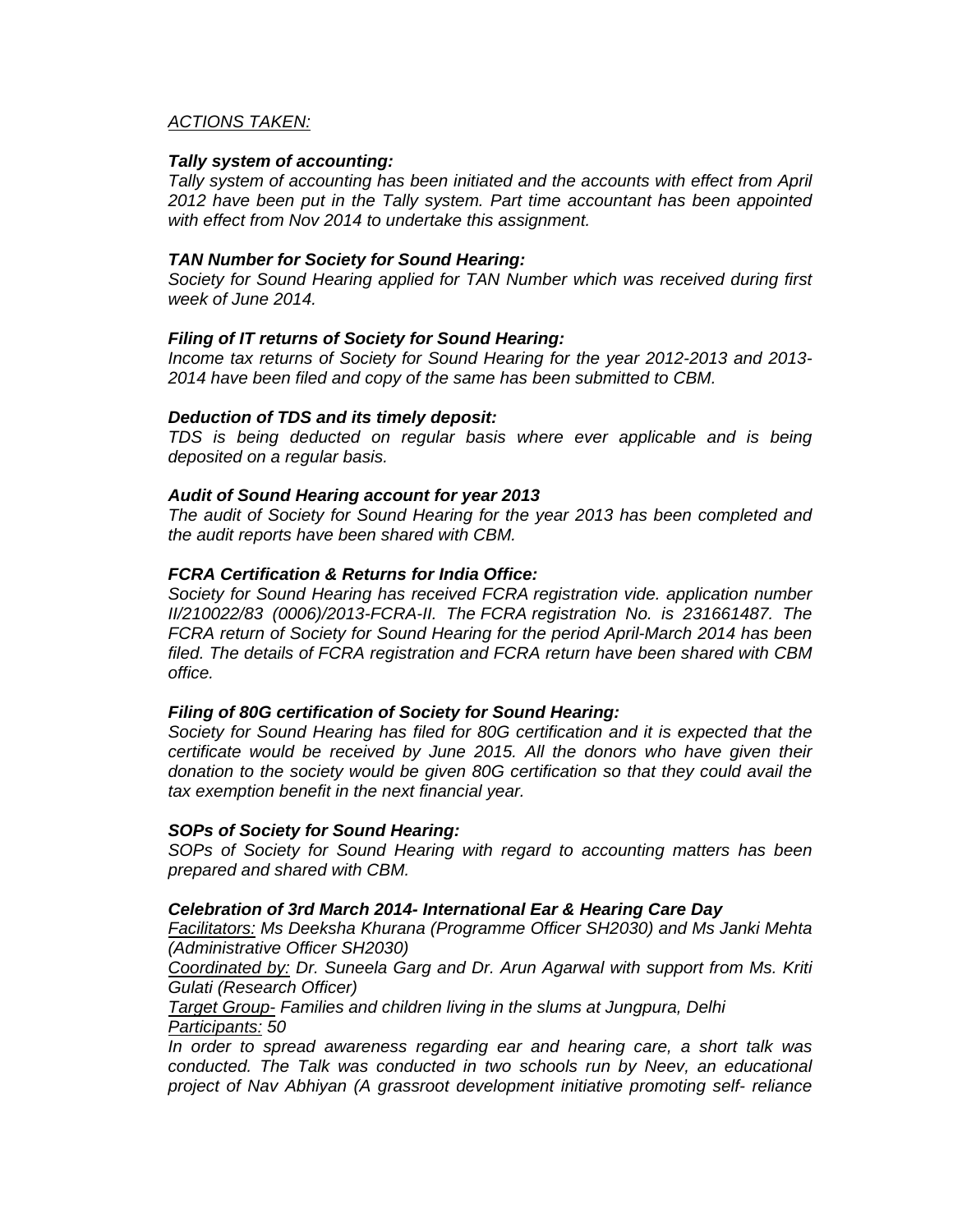*ACTIONS TAKEN:*

***Tally system of accounting:***

*Tally system of accounting has been initiated and the accounts with effect from April 2012 have been put in the Tally system. Part time accountant has been appointed with effect from Nov 2014 to undertake this assignment.*

***TAN Number for Society for Sound Hearing:***

*Society for Sound Hearing applied for TAN Number which was received during first week of June 2014.*

***Filing of IT returns of Society for Sound Hearing:***

*Income tax returns of Society for Sound Hearing for the year 2012-2013 and 2013-2014 have been filed and copy of the same has been submitted to CBM.*

***Deduction of TDS and its timely deposit:***

*TDS is being deducted on regular basis where ever applicable and is being deposited on a regular basis.*

***Audit of Sound Hearing account for year 2013***

*The audit of Society for Sound Hearing for the year 2013 has been completed and the audit reports have been shared with CBM.*

***FCRA Certification & Returns for India Office:***

*Society for Sound Hearing has received FCRA registration vide. application number II/210022/83 (0006)/2013-FCRA-II. The FCRA registration No. is 231661487. The FCRA return of Society for Sound Hearing for the period April-March 2014 has been filed. The details of FCRA registration and FCRA return have been shared with CBM office.*

***Filing of 80G certification of Society for Sound Hearing:***

*Society for Sound Hearing has filed for 80G certification and it is expected that the certificate would be received by June 2015. All the donors who have given their donation to the society would be given 80G certification so that they could avail the tax exemption benefit in the next financial year.*

***SOPs of Society for Sound Hearing:***

*SOPs of Society for Sound Hearing with regard to accounting matters has been prepared and shared with CBM.*

***Celebration of 3rd March 2014- International Ear & Hearing Care Day***

*Facilitators: Ms Deeksha Khurana (Programme Officer SH2030) and Ms Janki Mehta (Administrative Officer SH2030)*

*Coordinated by: Dr. Suneela Garg and Dr. Arun Agarwal with support from Ms. Kriti Gulati (Research Officer)*

*Target Group- Families and children living in the slums at Jungpura, Delhi*

*Participants: 50*

*In order to spread awareness regarding ear and hearing care, a short talk was conducted. The Talk was conducted in two schools run by Neev, an educational project of Nav Abhiyan (A grassroot development initiative promoting self- reliance*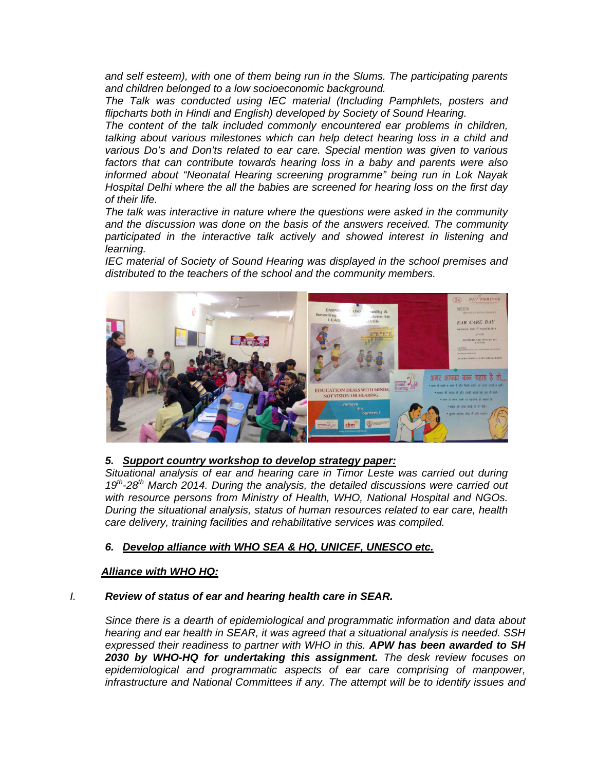*and self esteem), with one of them being run in the Slums. The participating parents and children belonged to a low socioeconomic background.*

*The Talk was conducted using IEC material (Including Pamphlets, posters and flipcharts both in Hindi and English) developed by Society of Sound Hearing.*

*The content of the talk included commonly encountered ear problems in children, talking about various milestones which can help detect hearing loss in a child and various Do's and Don'ts related to ear care. Special mention was given to various factors that can contribute towards hearing loss in a baby and parents were also informed about "Neonatal Hearing screening programme" being run in Lok Nayak Hospital Delhi where the all the babies are screened for hearing loss on the first day of their life.*

*The talk was interactive in nature where the questions were asked in the community and the discussion was done on the basis of the answers received. The community participated in the interactive talk actively and showed interest in listening and learning.*

*IEC material of Society of Sound Hearing was displayed in the school premises and distributed to the teachers of the school and the community members.*

***5. <u>Support country workshop to develop strategy paper:</u>***

*Situational analysis of ear and hearing care in Timor Leste was carried out during 19th-28th March 2014. During the analysis, the detailed discussions were carried out with resource persons from Ministry of Health, WHO, National Hospital and NGOs. During the situational analysis, status of human resources related to ear care, health care delivery, training facilities and rehabilitative services was compiled.*

***6. <u>Develop alliance with WHO SEA & HQ, UNICEF, UNESCO etc.</u>***

***<u>Alliance with WHO HQ:</u>***

*I.* ***Review of status of ear and hearing health care in SEAR.***

*Since there is a dearth of epidemiological and programmatic information and data about hearing and ear health in SEAR, it was agreed that a situational analysis is needed. SSH expressed their readiness to partner with WHO in this.* ***APW has been awarded to SH 2030 by WHO-HQ for undertaking this assignment.*** *The desk review focuses on epidemiological and programmatic aspects of ear care comprising of manpower, infrastructure and National Committees if any. The attempt will be to identify issues and*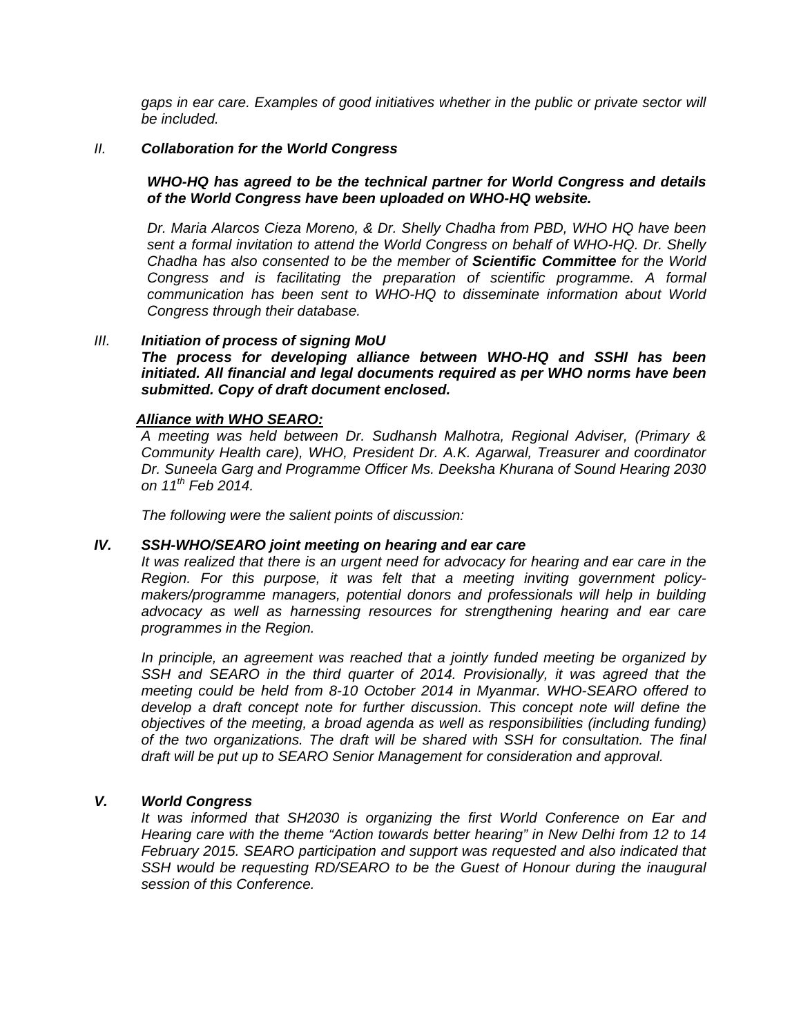*gaps in ear care. Examples of good initiatives whether in the public or private sector will be included.*

II. ***Collaboration for the World Congress***

***WHO-HQ has agreed to be the technical partner for World Congress and details of the World Congress have been uploaded on WHO-HQ website.***

*Dr. Maria Alarcos Cieza Moreno, & Dr. Shelly Chadha from PBD, WHO HQ have been sent a formal invitation to attend the World Congress on behalf of WHO-HQ. Dr. Shelly Chadha has also consented to be the member of **Scientific Committee** for the World Congress and is facilitating the preparation of scientific programme. A formal communication has been sent to WHO-HQ to disseminate information about World Congress through their database.*

III. ***Initiation of process of signing MoU***

***The process for developing alliance between WHO-HQ and SSHI has been initiated. All financial and legal documents required as per WHO norms have been submitted. Copy of draft document enclosed.***

***Alliance with WHO SEARO:***

*A meeting was held between Dr. Sudhansh Malhotra, Regional Adviser, (Primary & Community Health care), WHO, President Dr. A.K. Agarwal, Treasurer and coordinator Dr. Suneela Garg and Programme Officer Ms. Deeksha Khurana of Sound Hearing 2030 on 11th Feb 2014.*

*The following were the salient points of discussion:*

***IV. SSH-WHO/SEARO joint meeting on hearing and ear care***

*It was realized that there is an urgent need for advocacy for hearing and ear care in the Region. For this purpose, it was felt that a meeting inviting government policy-makers/programme managers, potential donors and professionals will help in building advocacy as well as harnessing resources for strengthening hearing and ear care programmes in the Region.*

*In principle, an agreement was reached that a jointly funded meeting be organized by SSH and SEARO in the third quarter of 2014. Provisionally, it was agreed that the meeting could be held from 8-10 October 2014 in Myanmar. WHO-SEARO offered to develop a draft concept note for further discussion. This concept note will define the objectives of the meeting, a broad agenda as well as responsibilities (including funding) of the two organizations. The draft will be shared with SSH for consultation. The final draft will be put up to SEARO Senior Management for consideration and approval.*

***V. World Congress***

*It was informed that SH2030 is organizing the first World Conference on Ear and Hearing care with the theme "Action towards better hearing" in New Delhi from 12 to 14 February 2015. SEARO participation and support was requested and also indicated that SSH would be requesting RD/SEARO to be the Guest of Honour during the inaugural session of this Conference.*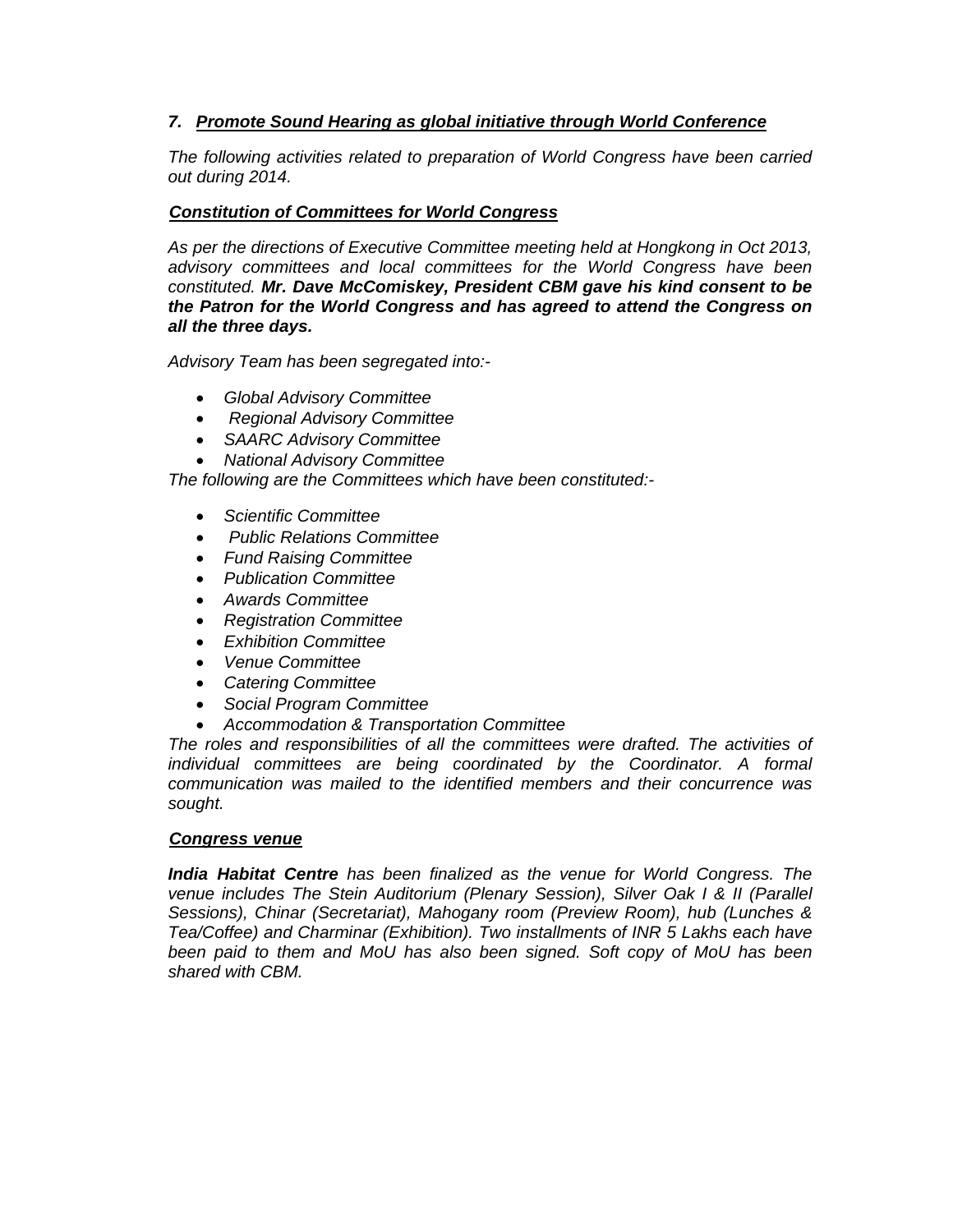## *7. Promote Sound Hearing as global initiative through World Conference*

*The following activities related to preparation of World Congress have been carried out during 2014.*

### *Constitution of Committees for World Congress*

*As per the directions of Executive Committee meeting held at Hongkong in Oct 2013, advisory committees and local committees for the World Congress have been constituted.* ***Mr. Dave McComiskey, President CBM gave his kind consent to be the Patron for the World Congress and has agreed to attend the Congress on all the three days.***

*Advisory Team has been segregated into:-*

- *Global Advisory Committee*
- *Regional Advisory Committee*
- *SAARC Advisory Committee*
- *National Advisory Committee*

*The following are the Committees which have been constituted:-*

- *Scientific Committee*
- *Public Relations Committee*
- *Fund Raising Committee*
- *Publication Committee*
- *Awards Committee*
- *Registration Committee*
- *Exhibition Committee*
- *Venue Committee*
- *Catering Committee*
- *Social Program Committee*
- *Accommodation & Transportation Committee*

*The roles and responsibilities of all the committees were drafted. The activities of individual committees are being coordinated by the Coordinator. A formal communication was mailed to the identified members and their concurrence was sought.*

### *Congress venue*

***India Habitat Centre*** *has been finalized as the venue for World Congress. The venue includes The Stein Auditorium (Plenary Session), Silver Oak I & II (Parallel Sessions), Chinar (Secretariat), Mahogany room (Preview Room), hub (Lunches & Tea/Coffee) and Charminar (Exhibition). Two installments of INR 5 Lakhs each have been paid to them and MoU has also been signed. Soft copy of MoU has been shared with CBM.*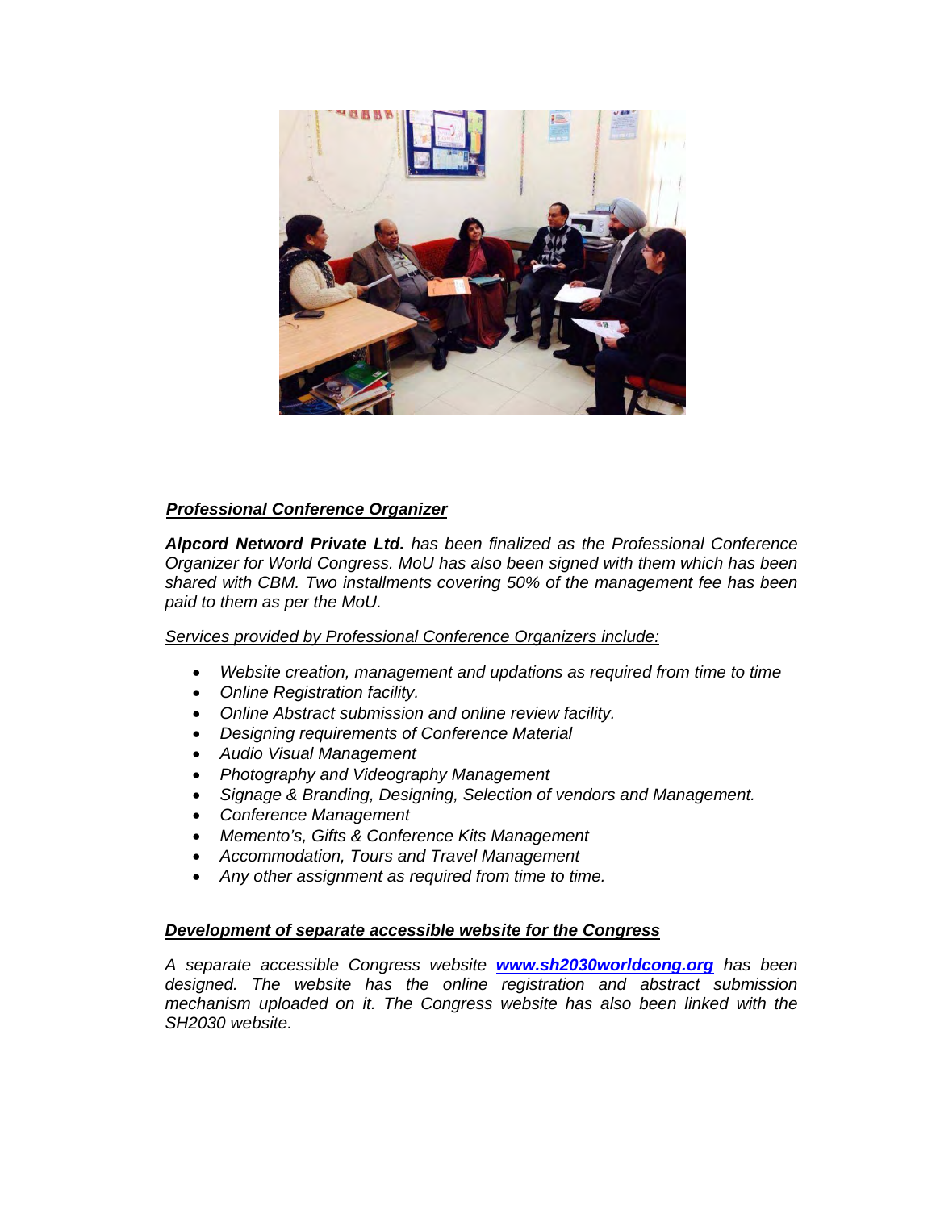***Professional Conference Organizer***

***Alpcord Netword Private Ltd.*** *has been finalized as the Professional Conference Organizer for World Congress. MoU has also been signed with them which has been shared with CBM. Two installments covering 50% of the management fee has been paid to them as per the MoU.*

*Services provided by Professional Conference Organizers include:*

- *Website creation, management and updations as required from time to time*
- *Online Registration facility.*
- *Online Abstract submission and online review facility.*
- *Designing requirements of Conference Material*
- *Audio Visual Management*
- *Photography and Videography Management*
- *Signage & Branding, Designing, Selection of vendors and Management.*
- *Conference Management*
- *Memento's, Gifts & Conference Kits Management*
- *Accommodation, Tours and Travel Management*
- *Any other assignment as required from time to time.*

***Development of separate accessible website for the Congress***

*A separate accessible Congress website* ***www.sh2030worldcong.org*** *has been designed. The website has the online registration and abstract submission mechanism uploaded on it. The Congress website has also been linked with the SH2030 website.*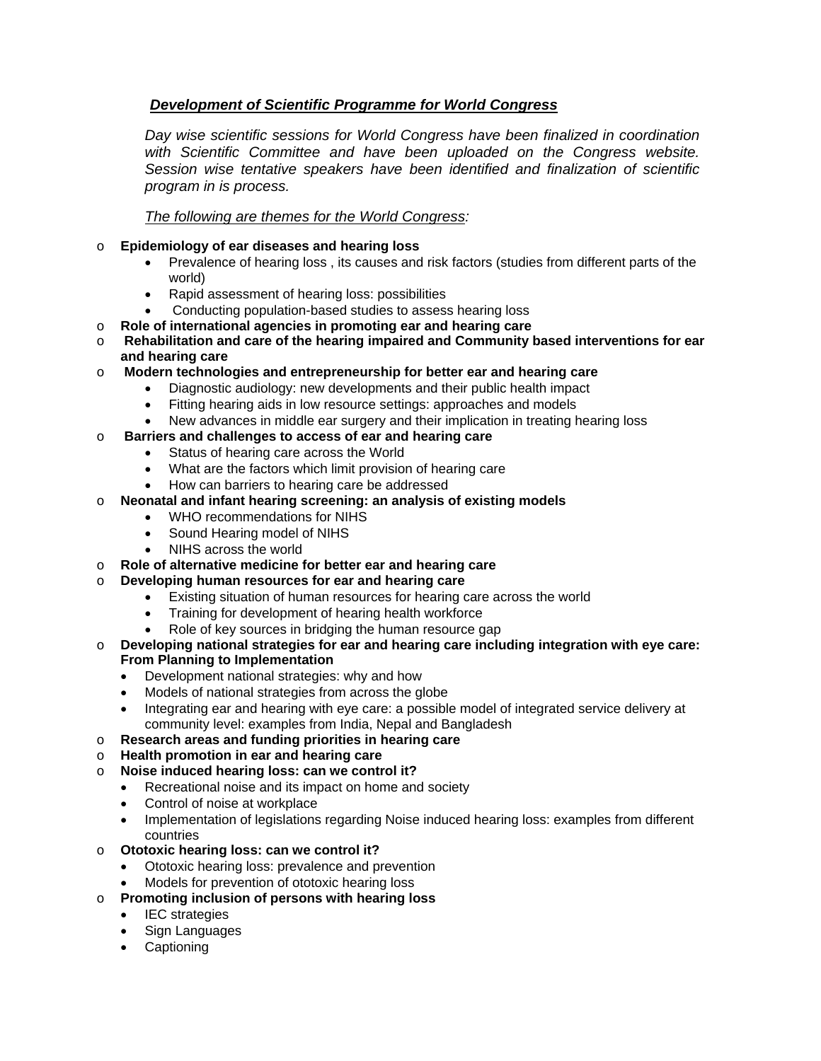***<u>Development of Scientific Programme for World Congress</u>***

*Day wise scientific sessions for World Congress have been finalized in coordination with Scientific Committee and have been uploaded on the Congress website. Session wise tentative speakers have been identified and finalization of scientific program in is process.*

*<u>The following are themes for the World Congress</u>:*

- **Epidemiology of ear diseases and hearing loss**
  - Prevalence of hearing loss , its causes and risk factors (studies from different parts of the world)
  - Rapid assessment of hearing loss: possibilities
  - Conducting population-based studies to assess hearing loss
- **Role of international agencies in promoting ear and hearing care**
- **Rehabilitation and care of the hearing impaired and Community based interventions for ear and hearing care**
- **Modern technologies and entrepreneurship for better ear and hearing care**
  - Diagnostic audiology: new developments and their public health impact
  - Fitting hearing aids in low resource settings: approaches and models
  - New advances in middle ear surgery and their implication in treating hearing loss
- **Barriers and challenges to access of ear and hearing care**
  - Status of hearing care across the World
  - What are the factors which limit provision of hearing care
  - How can barriers to hearing care be addressed
- **Neonatal and infant hearing screening: an analysis of existing models**
  - WHO recommendations for NIHS
  - Sound Hearing model of NIHS
  - NIHS across the world
- **Role of alternative medicine for better ear and hearing care**
- **Developing human resources for ear and hearing care**
  - Existing situation of human resources for hearing care across the world
  - Training for development of hearing health workforce
  - Role of key sources in bridging the human resource gap
- **Developing national strategies for ear and hearing care including integration with eye care: From Planning to Implementation**
  - Development national strategies: why and how
  - Models of national strategies from across the globe
  - Integrating ear and hearing with eye care: a possible model of integrated service delivery at community level: examples from India, Nepal and Bangladesh
- **Research areas and funding priorities in hearing care**
- **Health promotion in ear and hearing care**
- **Noise induced hearing loss: can we control it?**
  - Recreational noise and its impact on home and society
  - Control of noise at workplace
  - Implementation of legislations regarding Noise induced hearing loss: examples from different countries
- **Ototoxic hearing loss: can we control it?**
  - Ototoxic hearing loss: prevalence and prevention
  - Models for prevention of ototoxic hearing loss
- **Promoting inclusion of persons with hearing loss**
  - IEC strategies
  - Sign Languages
  - Captioning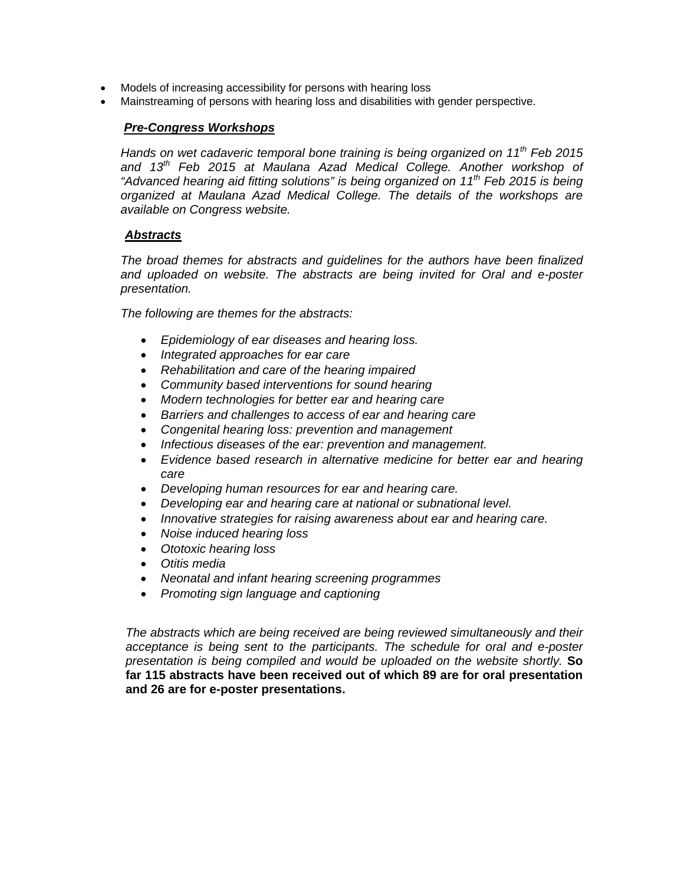- Models of increasing accessibility for persons with hearing loss
- Mainstreaming of persons with hearing loss and disabilities with gender perspective.

***Pre-Congress Workshops***

*Hands on wet cadaveric temporal bone training is being organized on 11th Feb 2015 and 13th Feb 2015 at Maulana Azad Medical College. Another workshop of "Advanced hearing aid fitting solutions" is being organized on 11th Feb 2015 is being organized at Maulana Azad Medical College. The details of the workshops are available on Congress website.*

***Abstracts***

*The broad themes for abstracts and guidelines for the authors have been finalized and uploaded on website. The abstracts are being invited for Oral and e-poster presentation.*

*The following are themes for the abstracts:*

- *Epidemiology of ear diseases and hearing loss.*
- *Integrated approaches for ear care*
- *Rehabilitation and care of the hearing impaired*
- *Community based interventions for sound hearing*
- *Modern technologies for better ear and hearing care*
- *Barriers and challenges to access of ear and hearing care*
- *Congenital hearing loss: prevention and management*
- *Infectious diseases of the ear: prevention and management.*
- *Evidence based research in alternative medicine for better ear and hearing care*
- *Developing human resources for ear and hearing care.*
- *Developing ear and hearing care at national or subnational level.*
- *Innovative strategies for raising awareness about ear and hearing care.*
- *Noise induced hearing loss*
- *Ototoxic hearing loss*
- *Otitis media*
- *Neonatal and infant hearing screening programmes*
- *Promoting sign language and captioning*

*The abstracts which are being received are being reviewed simultaneously and their acceptance is being sent to the participants. The schedule for oral and e-poster presentation is being compiled and would be uploaded on the website shortly.* **So far 115 abstracts have been received out of which 89 are for oral presentation and 26 are for e-poster presentations.**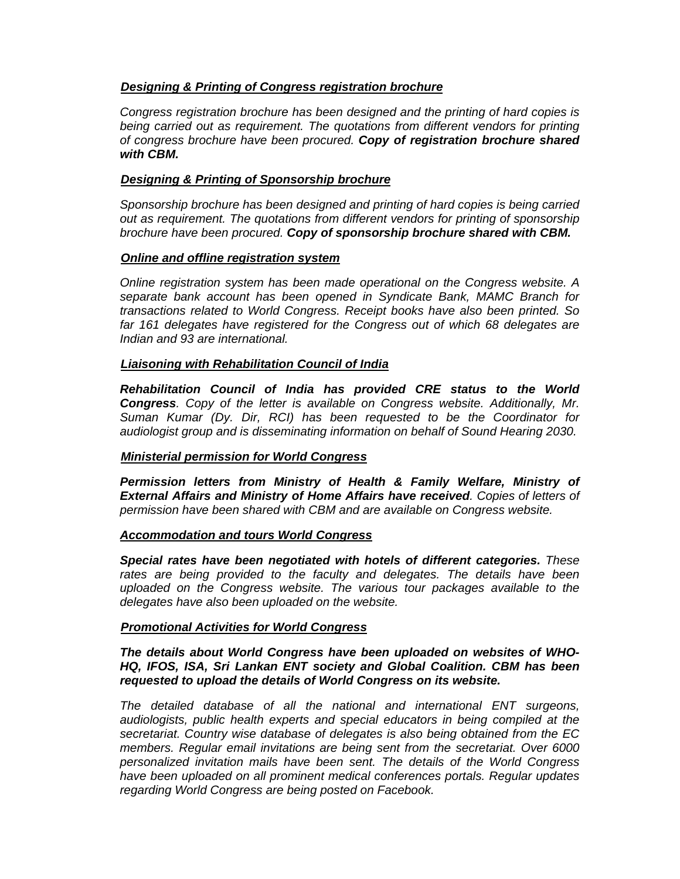***Designing & Printing of Congress registration brochure***

*Congress registration brochure has been designed and the printing of hard copies is being carried out as requirement. The quotations from different vendors for printing of congress brochure have been procured.* ***Copy of registration brochure shared with CBM.***

***Designing & Printing of Sponsorship brochure***

*Sponsorship brochure has been designed and printing of hard copies is being carried out as requirement. The quotations from different vendors for printing of sponsorship brochure have been procured.* ***Copy of sponsorship brochure shared with CBM.***

***Online and offline registration system***

*Online registration system has been made operational on the Congress website. A separate bank account has been opened in Syndicate Bank, MAMC Branch for transactions related to World Congress. Receipt books have also been printed. So far 161 delegates have registered for the Congress out of which 68 delegates are Indian and 93 are international.*

***Liaisoning with Rehabilitation Council of India***

***Rehabilitation Council of India has provided CRE status to the World Congress****. Copy of the letter is available on Congress website. Additionally, Mr. Suman Kumar (Dy. Dir, RCI) has been requested to be the Coordinator for audiologist group and is disseminating information on behalf of Sound Hearing 2030.*

***Ministerial permission for World Congress***

***Permission letters from Ministry of Health & Family Welfare, Ministry of External Affairs and Ministry of Home Affairs have received****. Copies of letters of permission have been shared with CBM and are available on Congress website.*

***Accommodation and tours World Congress***

***Special rates have been negotiated with hotels of different categories.*** *These rates are being provided to the faculty and delegates. The details have been uploaded on the Congress website. The various tour packages available to the delegates have also been uploaded on the website.*

***Promotional Activities for World Congress***

***The details about World Congress have been uploaded on websites of WHO-HQ, IFOS, ISA, Sri Lankan ENT society and Global Coalition. CBM has been requested to upload the details of World Congress on its website.***

*The detailed database of all the national and international ENT surgeons, audiologists, public health experts and special educators in being compiled at the secretariat. Country wise database of delegates is also being obtained from the EC members. Regular email invitations are being sent from the secretariat. Over 6000 personalized invitation mails have been sent. The details of the World Congress have been uploaded on all prominent medical conferences portals. Regular updates regarding World Congress are being posted on Facebook.*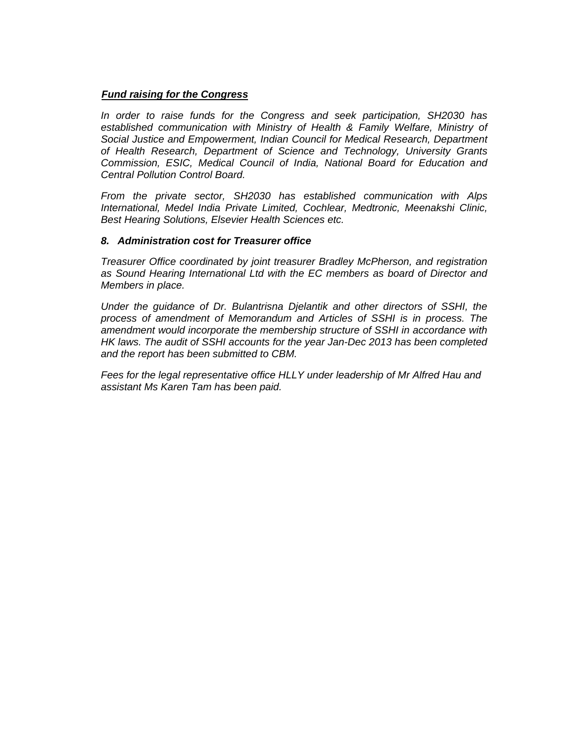***Fund raising for the Congress***

*In order to raise funds for the Congress and seek participation, SH2030 has established communication with Ministry of Health & Family Welfare, Ministry of Social Justice and Empowerment, Indian Council for Medical Research, Department of Health Research, Department of Science and Technology, University Grants Commission, ESIC, Medical Council of India, National Board for Education and Central Pollution Control Board.*

*From the private sector, SH2030 has established communication with Alps International, Medel India Private Limited, Cochlear, Medtronic, Meenakshi Clinic, Best Hearing Solutions, Elsevier Health Sciences etc.*

***8. Administration cost for Treasurer office***

*Treasurer Office coordinated by joint treasurer Bradley McPherson, and registration as Sound Hearing International Ltd with the EC members as board of Director and Members in place.*

*Under the guidance of Dr. Bulantrisna Djelantik and other directors of SSHI, the process of amendment of Memorandum and Articles of SSHI is in process. The amendment would incorporate the membership structure of SSHI in accordance with HK laws. The audit of SSHI accounts for the year Jan-Dec 2013 has been completed and the report has been submitted to CBM.*

*Fees for the legal representative office HLLY under leadership of Mr Alfred Hau and assistant Ms Karen Tam has been paid.*